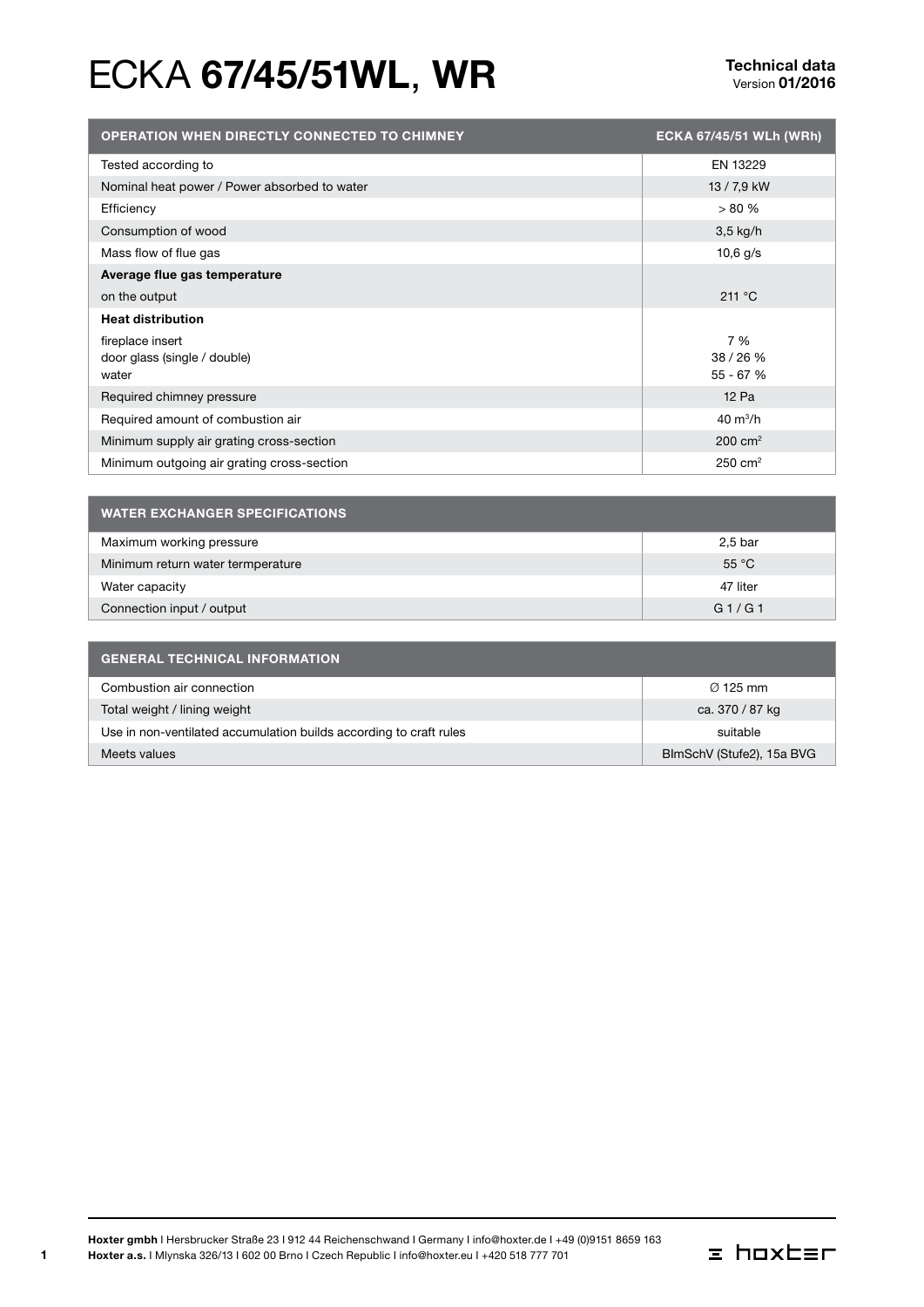# ECKA **67/45/51WL, WR**

**Technical data**
Version **01/2016**

| OPERATION WHEN DIRECTLY CONNECTED TO CHIMNEY | ECKA 67/45/51 WLh (WRh) |
|---|---|
| Tested according to | EN 13229 |
| Nominal heat power / Power absorbed to water | 13 / 7,9 kW |
| Efficiency | > 80 % |
| Consumption of wood | 3,5 kg/h |
| Mass flow of flue gas | 10,6 g/s |
| **Average flue gas temperature** | |
| on the output | 211 °C |
| **Heat distribution** | |
| fireplace insert<br>door glass (single / double)<br>water | 7 %<br>38 / 26 %<br>55 - 67 % |
| Required chimney pressure | 12 Pa |
| Required amount of combustion air | 40 $m^3$/h |
| Minimum supply air grating cross-section | 200 $cm^2$ |
| Minimum outgoing air grating cross-section | 250 $cm^2$ |

| WATER EXCHANGER SPECIFICATIONS | |
|---|---|
| Maximum working pressure | 2,5 bar |
| Minimum return water termperature | 55 °C |
| Water capacity | 47 liter |
| Connection input / output | G 1 / G 1 |

| GENERAL TECHNICAL INFORMATION | |
|---|---|
| Combustion air connection | Ø 125 mm |
| Total weight / lining weight | ca. 370 / 87 kg |
| Use in non-ventilated accumulation builds according to craft rules | suitable |
| Meets values | BImSchV (Stufe2), 15a BVG |

**Hoxter gmbh** I Hersbrucker Straße 23 I 912 44 Reichenschwand I Germany I info@hoxter.de I +49 (0)9151 8659 163
**Hoxter a.s.** I Mlynska 326/13 I 602 00 Brno I Czech Republic I info@hoxter.eu I +420 518 777 701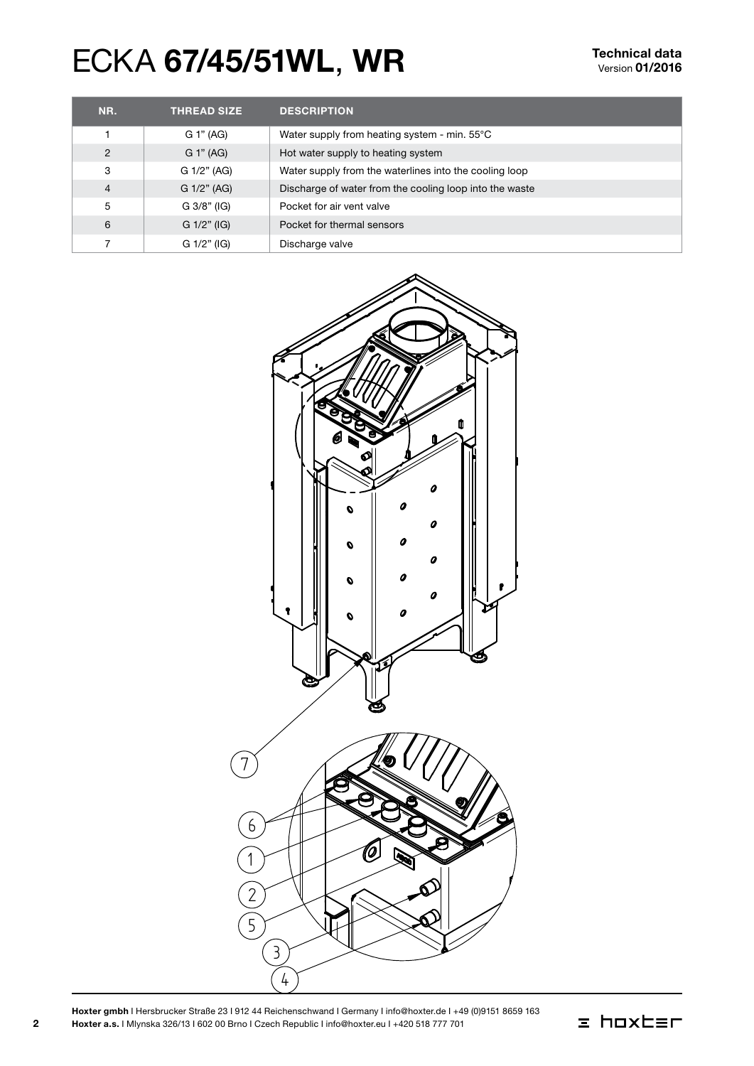# ECKA **67/45/51WL, WR**

**Technical data**
Version **01/2016**

| NR. | THREAD SIZE | DESCRIPTION |
|---|---|---|
| 1 | G 1" (AG) | Water supply from heating system - min. 55°C |
| 2 | G 1" (AG) | Hot water supply to heating system |
| 3 | G 1/2" (AG) | Water supply from the waterlines into the cooling loop |
| 4 | G 1/2" (AG) | Discharge of water from the cooling loop into the waste |
| 5 | G 3/8" (IG) | Pocket for air vent valve |
| 6 | G 1/2" (IG) | Pocket for thermal sensors |
| 7 | G 1/2" (IG) | Discharge valve |

7

6

1

2

5

3

4

**Hoxter gmbh** I Hersbrucker Straße 23 I 912 44 Reichenschwand I Germany I info@hoxter.de I +49 (0)9151 8659 163
**Hoxter a.s.** I Mlynska 326/13 I 602 00 Brno I Czech Republic I info@hoxter.eu I +420 518 777 701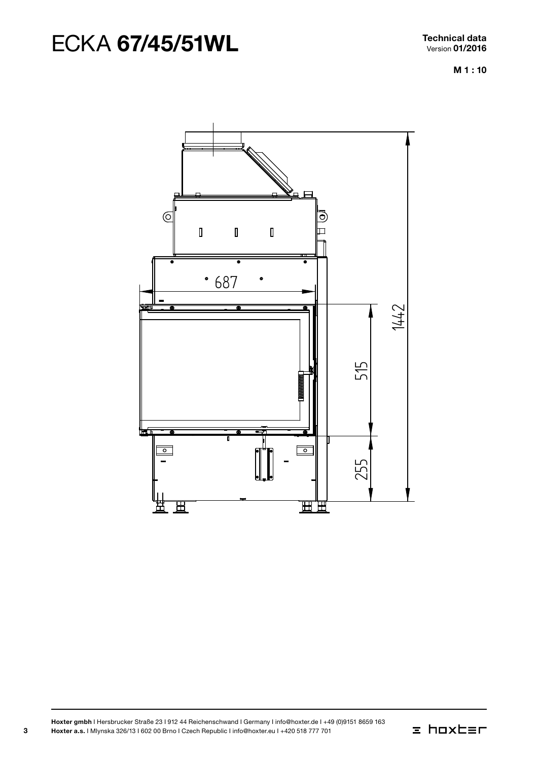# ECKA **67/45/51WL**

**Technical data**
Version **01/2016**

**M 1 : 10**

687

1442

515

255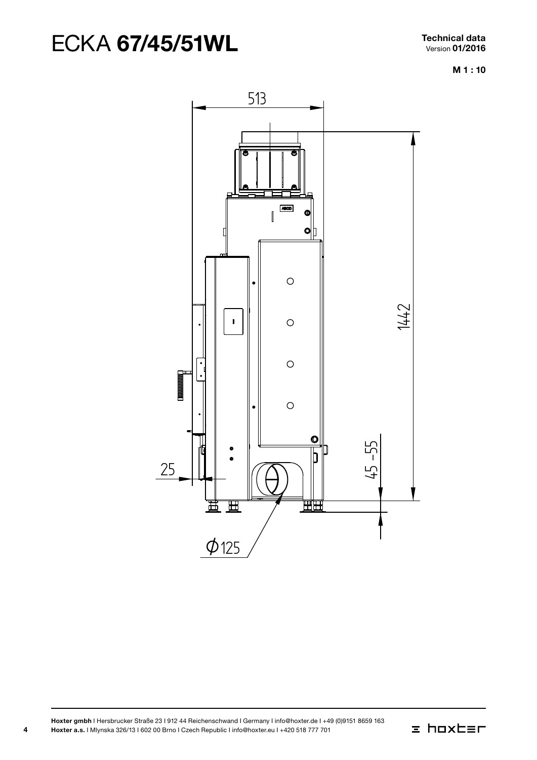# ECKA **67/45/51WL**

**Technical data**
Version **01/2016**

**M 1 : 10**

513

1442

25

45 – 55

ϕ125

**Hoxter gmbh** I Hersbrucker Straße 23 I 912 44 Reichenschwand I Germany I info@hoxter.de I +49 (0)9151 8659 163
**Hoxter a.s.** I Mlynska 326/13 I 602 00 Brno I Czech Republic I info@hoxter.eu I +420 518 777 701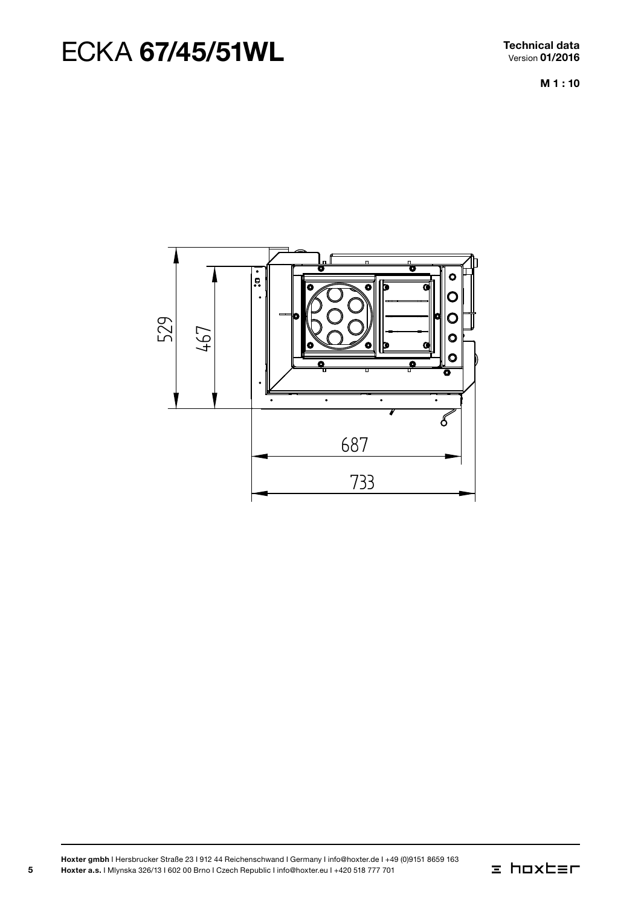# ECKA **67/45/51WL**

**Technical data**
Version **01/2016**

**M 1 : 10**

529

467

687

733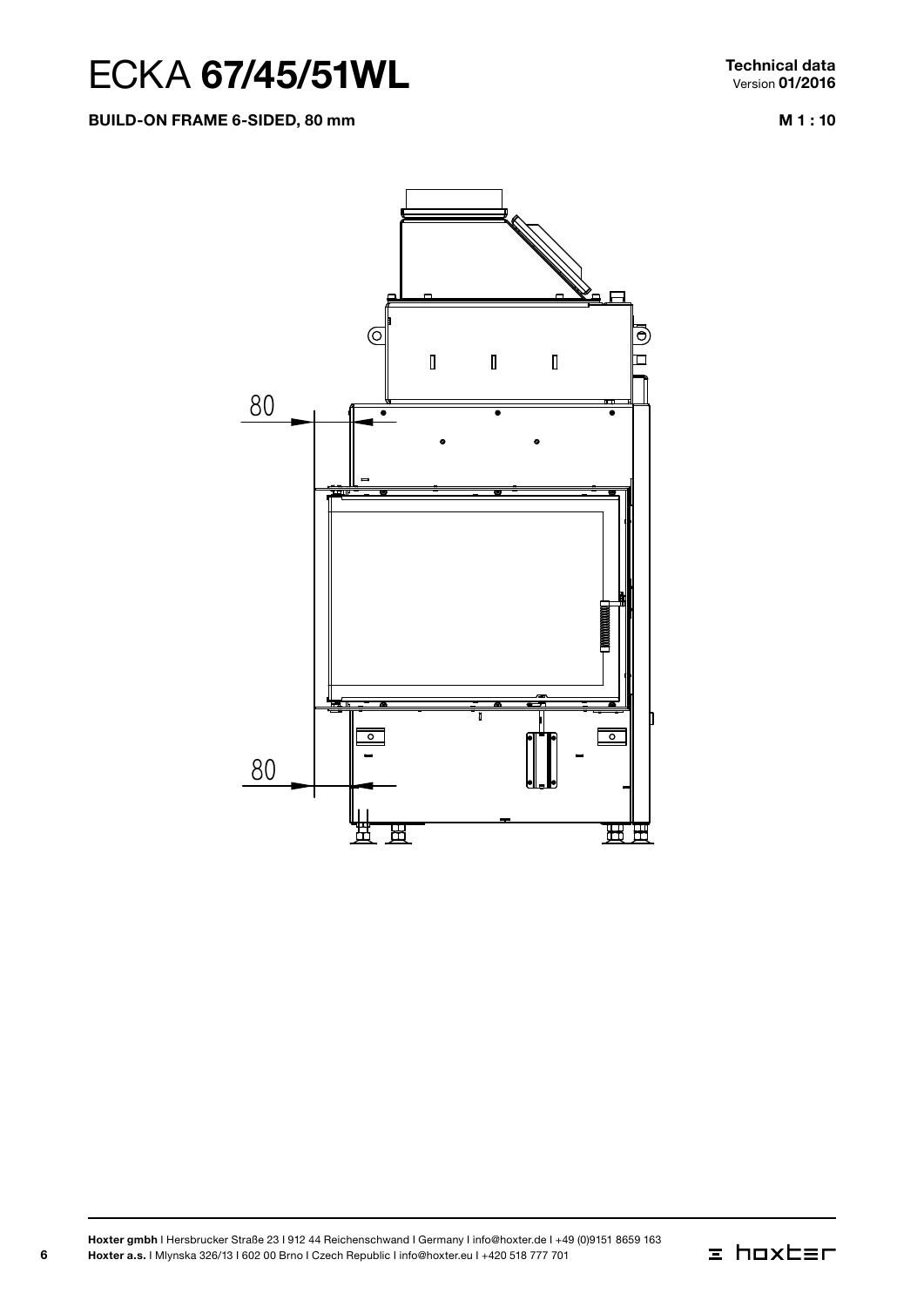# ECKA **67/45/51WL**

**Technical data**
Version **01/2016**

**BUILD-ON FRAME 6-SIDED, 80 mm**

**M 1 : 10**

80

80

**Hoxter gmbh** I Hersbrucker Straße 23 I 912 44 Reichenschwand I Germany I info@hoxter.de I +49 (0)9151 8659 163
**Hoxter a.s.** I Mlynska 326/13 I 602 00 Brno I Czech Republic I info@hoxter.eu I +420 518 777 701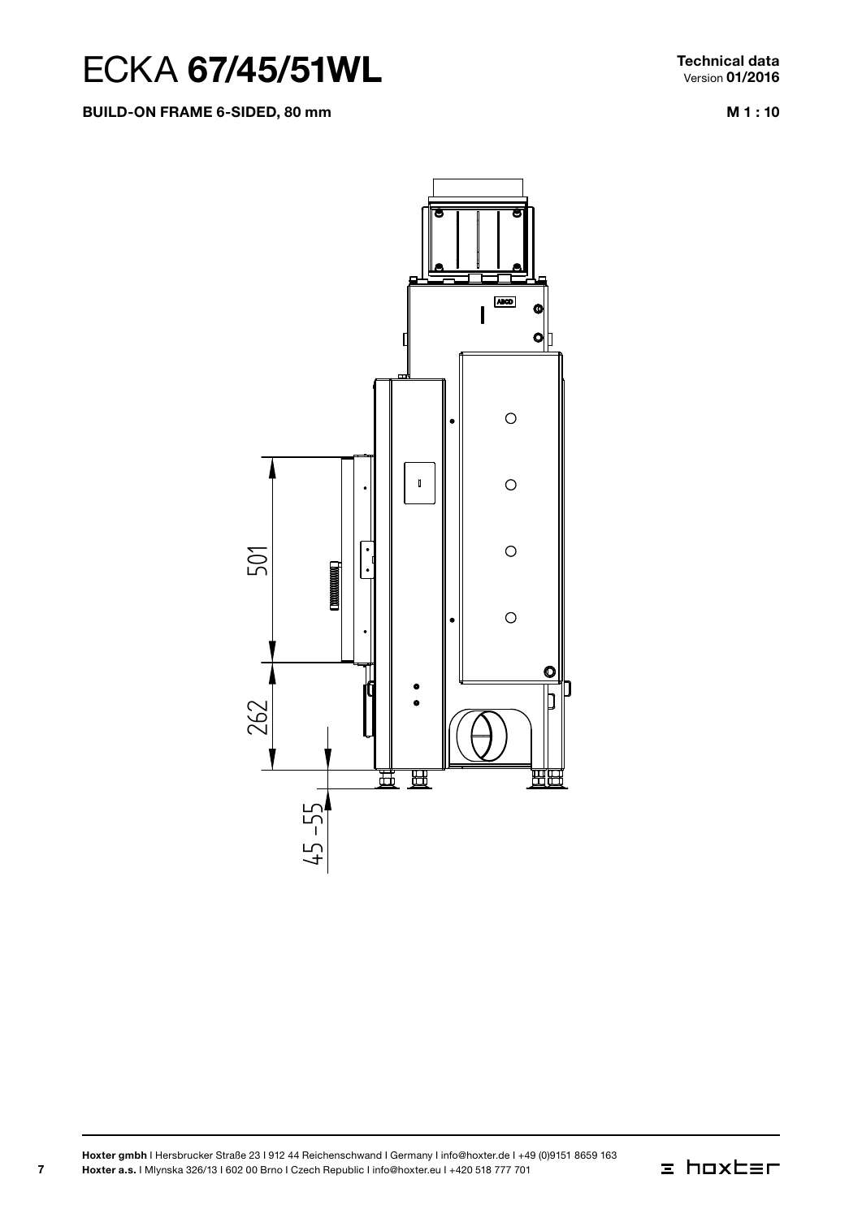# ECKA **67/45/51WL**

**Technical data**
Version **01/2016**

**BUILD-ON FRAME 6-SIDED, 80 mm**

**M 1 : 10**

501

262

45 -55

**Hoxter gmbh** I Hersbrucker Straße 23 I 912 44 Reichenschwand I Germany I info@hoxter.de I +49 (0)9151 8659 163
**Hoxter a.s.** I Mlynska 326/13 I 602 00 Brno I Czech Republic I info@hoxter.eu I +420 518 777 701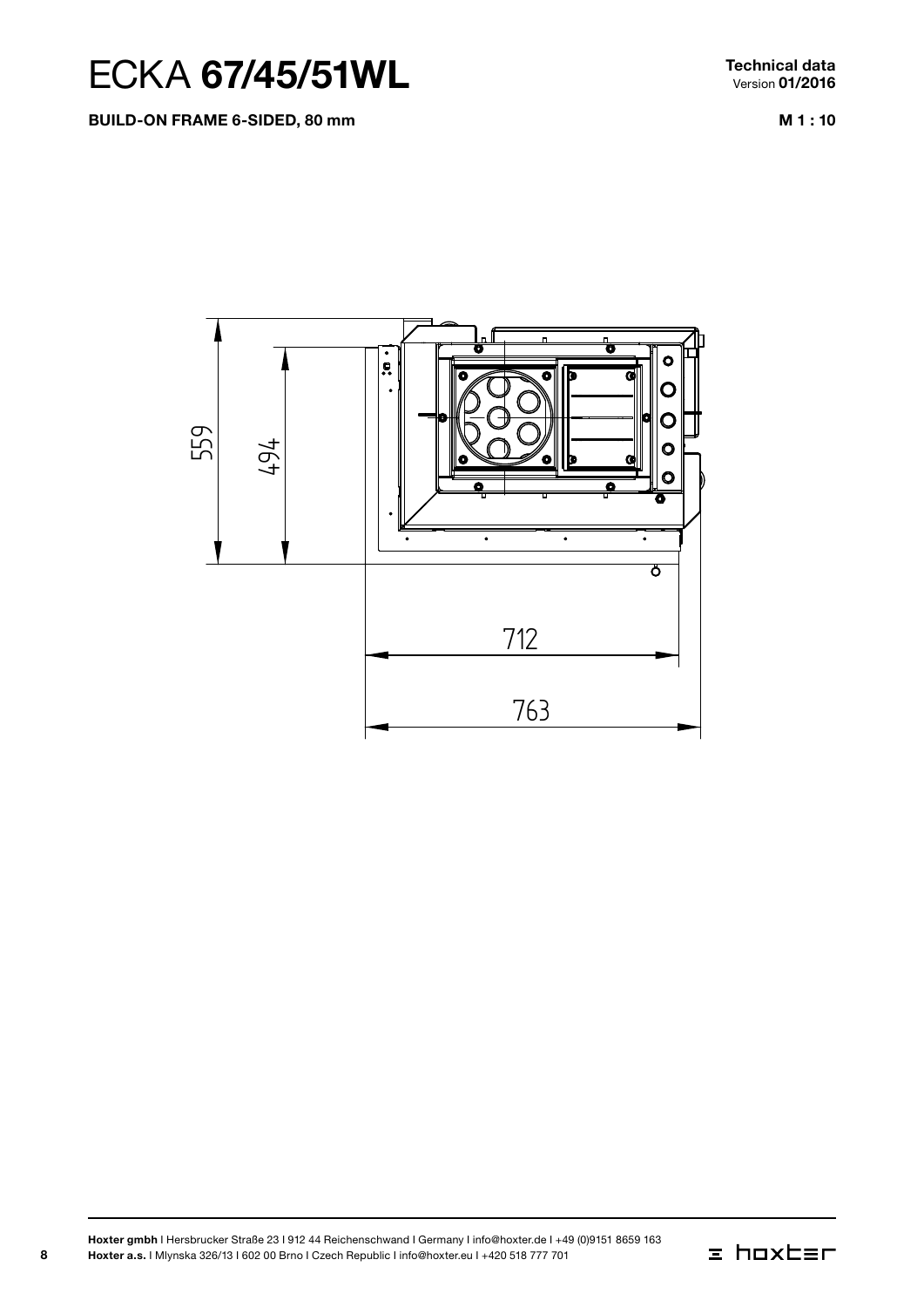# ECKA **67/45/51WL**

**Technical data**
Version **01/2016**

**BUILD-ON FRAME 6-SIDED, 80 mm**

**M 1 : 10**

559

494

712

763

**Hoxter gmbh** I Hersbrucker Straße 23 I 912 44 Reichenschwand I Germany I info@hoxter.de I +49 (0)9151 8659 163
**Hoxter a.s.** I Mlynska 326/13 I 602 00 Brno I Czech Republic I info@hoxter.eu I +420 518 777 701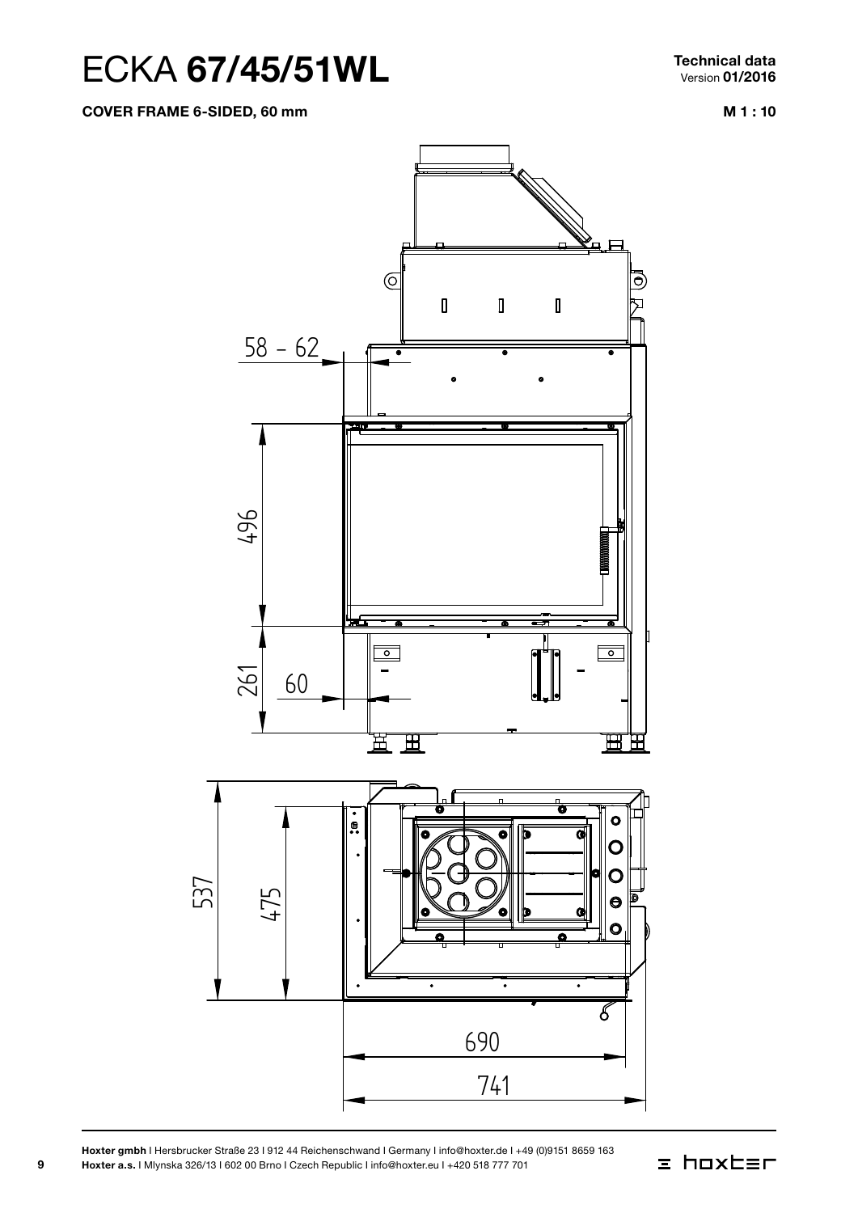# ECKA **67/45/51WL**

**Technical data**
Version **01/2016**

**COVER FRAME 6-SIDED, 60 mm**

**M 1 : 10**

58 - 62

496

261

60

537

475

690

741

**Hoxter gmbh** I Hersbrucker Straße 23 I 912 44 Reichenschwand I Germany I info@hoxter.de I +49 (0)9151 8659 163
**Hoxter a.s.** I Mlynska 326/13 I 602 00 Brno I Czech Republic I info@hoxter.eu I +420 518 777 701